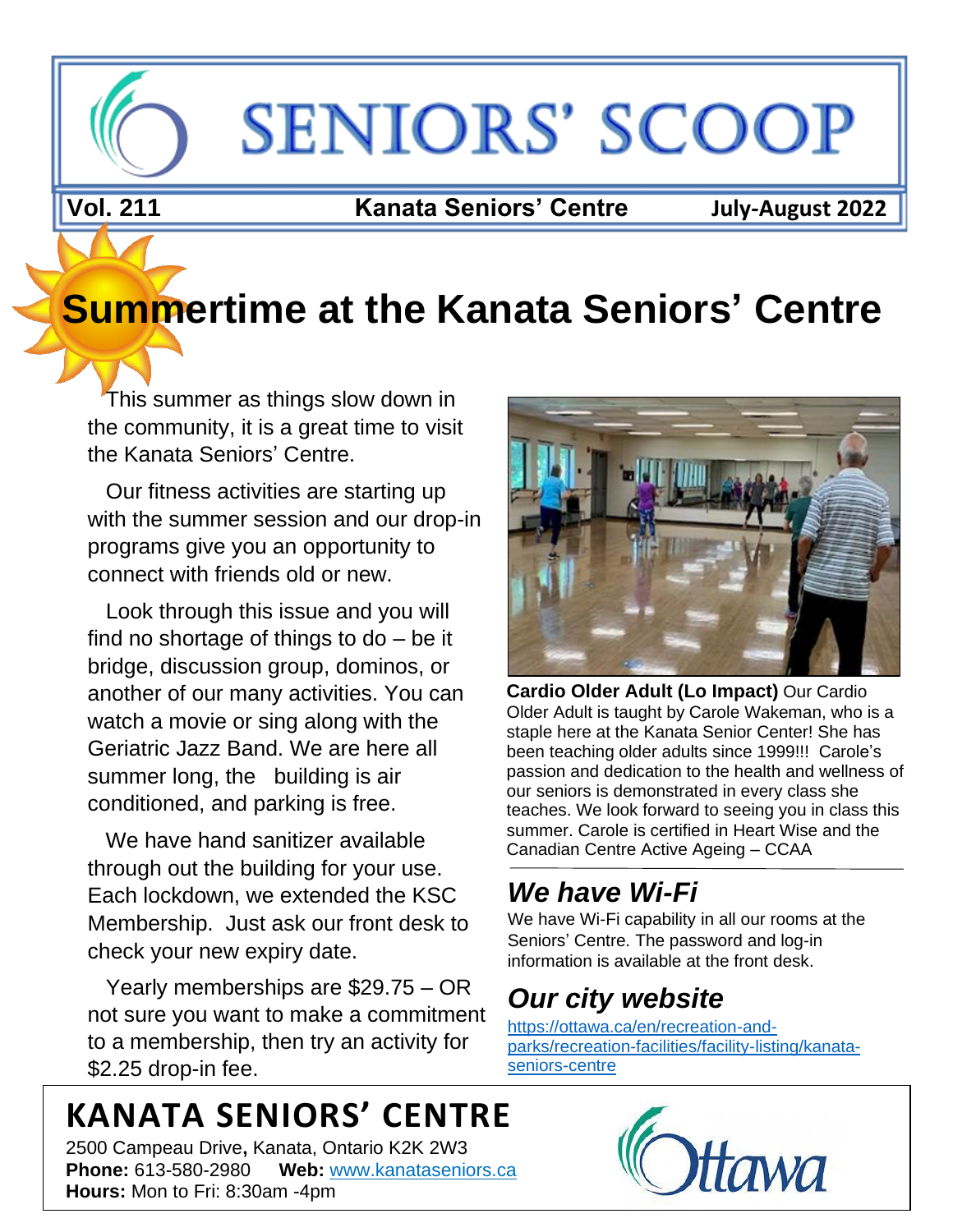# SENIORS' SCOOP

**Vol. 211** | **Kanata Seniors' Centre** | **July-August 2022**

# Summertime at the Kanata Seniors' Centre

This summer as things slow down in the community, it is a great time to visit the Kanata Seniors' Centre.

Our fitness activities are starting up with the summer session and our drop-in programs give you an opportunity to connect with friends old or new.

Look through this issue and you will find no shortage of things to do – be it bridge, discussion group, dominos, or another of our many activities. You can watch a movie or sing along with the Geriatric Jazz Band. We are here all summer long, the building is air conditioned, and parking is free.

We have hand sanitizer available through out the building for your use. Each lockdown, we extended the KSC Membership. Just ask our front desk to check your new expiry date.

Yearly memberships are $29.75 – OR not sure you want to make a commitment to a membership, then try an activity for $2.25 drop-in fee.

**Cardio Older Adult (Lo Impact)** Our Cardio Older Adult is taught by Carole Wakeman, who is a staple here at the Kanata Senior Center! She has been teaching older adults since 1999!!! Carole's passion and dedication to the health and wellness of our seniors is demonstrated in every class she teaches. We look forward to seeing you in class this summer. Carole is certified in Heart Wise and the Canadian Centre Active Ageing – CCAA

## *We have Wi-Fi*

We have Wi-Fi capability in all our rooms at the Seniors' Centre. The password and log-in information is available at the front desk.

## *Our city website*

https://ottawa.ca/en/recreation-and-parks/recreation-facilities/facility-listing/kanata-seniors-centre

## KANATA SENIORS' CENTRE

2500 Campeau Drive, Kanata, Ontario K2K 2W3
**Phone:** 613-580-2980 **Web:** www.kanataseniors.ca
**Hours:** Mon to Fri: 8:30am -4pm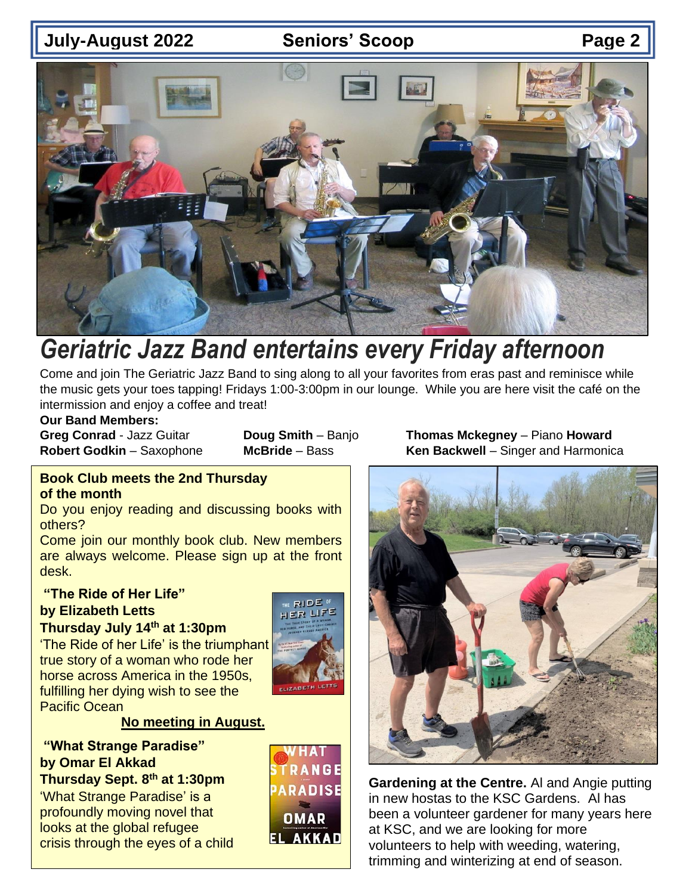# *Geriatric Jazz Band entertains every Friday afternoon*

Come and join The Geriatric Jazz Band to sing along to all your favorites from eras past and reminisce while the music gets your toes tapping! Fridays 1:00-3:00pm in our lounge. While you are here visit the café on the intermission and enjoy a coffee and treat!

**Our Band Members:**

**Greg Conrad** - Jazz Guitar
**Robert Godkin** – Saxophone
**Doug Smith** – Banjo
**Howard McBride** – Bass
**Thomas Mckegney** – Piano
**Ken Backwell** – Singer and Harmonica

**Book Club meets the 2nd Thursday of the month**

Do you enjoy reading and discussing books with others?

Come join our monthly book club. New members are always welcome. Please sign up at the front desk.

**"The Ride of Her Life" by Elizabeth Letts**
**Thursday July 14th at 1:30pm**

'The Ride of her Life' is the triumphant true story of a woman who rode her horse across America in the 1950s, fulfilling her dying wish to see the Pacific Ocean

**No meeting in August.**

**"What Strange Paradise" by Omar El Akkad**
**Thursday Sept. 8th at 1:30pm**

'What Strange Paradise' is a profoundly moving novel that looks at the global refugee crisis through the eyes of a child

**Gardening at the Centre.** Al and Angie putting in new hostas to the KSC Gardens. Al has been a volunteer gardener for many years here at KSC, and we are looking for more volunteers to help with weeding, watering, trimming and winterizing at end of season.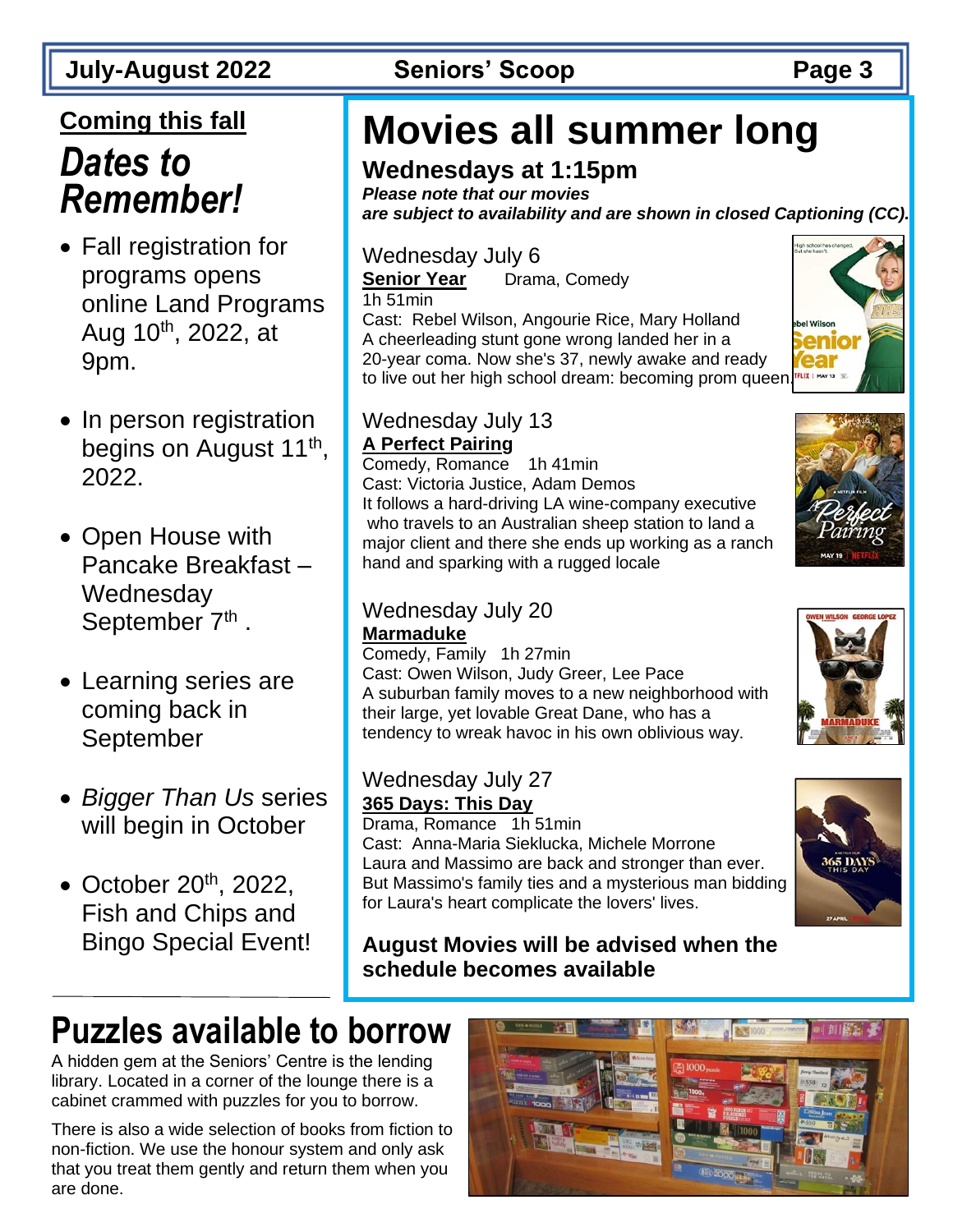## Coming this fall

# *Dates to Remember!*

- Fall registration for programs opens online Land Programs Aug 10th, 2022, at 9pm.
- In person registration begins on August 11th, 2022.
- Open House with Pancake Breakfast – Wednesday September 7th .
- Learning series are coming back in September
- *Bigger Than Us* series will begin in October
- October 20th, 2022, Fish and Chips and Bingo Special Event!

# Movies all summer long

## Wednesdays at 1:15pm

***Please note that our movies are subject to availability and are shown in closed Captioning (CC).***

### Wednesday July 6

**Senior Year** Drama, Comedy
1h 51min
Cast: Rebel Wilson, Angourie Rice, Mary Holland
A cheerleading stunt gone wrong landed her in a 20-year coma. Now she's 37, newly awake and ready to live out her high school dream: becoming prom queen.

### Wednesday July 13

**A Perfect Pairing**
Comedy, Romance 1h 41min
Cast: Victoria Justice, Adam Demos
It follows a hard-driving LA wine-company executive who travels to an Australian sheep station to land a major client and there she ends up working as a ranch hand and sparking with a rugged locale

### Wednesday July 20

**Marmaduke**
Comedy, Family 1h 27min
Cast: Owen Wilson, Judy Greer, Lee Pace
A suburban family moves to a new neighborhood with their large, yet lovable Great Dane, who has a tendency to wreak havoc in his own oblivious way.

### Wednesday July 27

**365 Days: This Day**
Drama, Romance 1h 51min
Cast: Anna-Maria Sieklucka, Michele Morrone
Laura and Massimo are back and stronger than ever. But Massimo's family ties and a mysterious man bidding for Laura's heart complicate the lovers' lives.

**August Movies will be advised when the schedule becomes available**

# Puzzles available to borrow

A hidden gem at the Seniors' Centre is the lending library. Located in a corner of the lounge there is a cabinet crammed with puzzles for you to borrow.

There is also a wide selection of books from fiction to non-fiction. We use the honour system and only ask that you treat them gently and return them when you are done.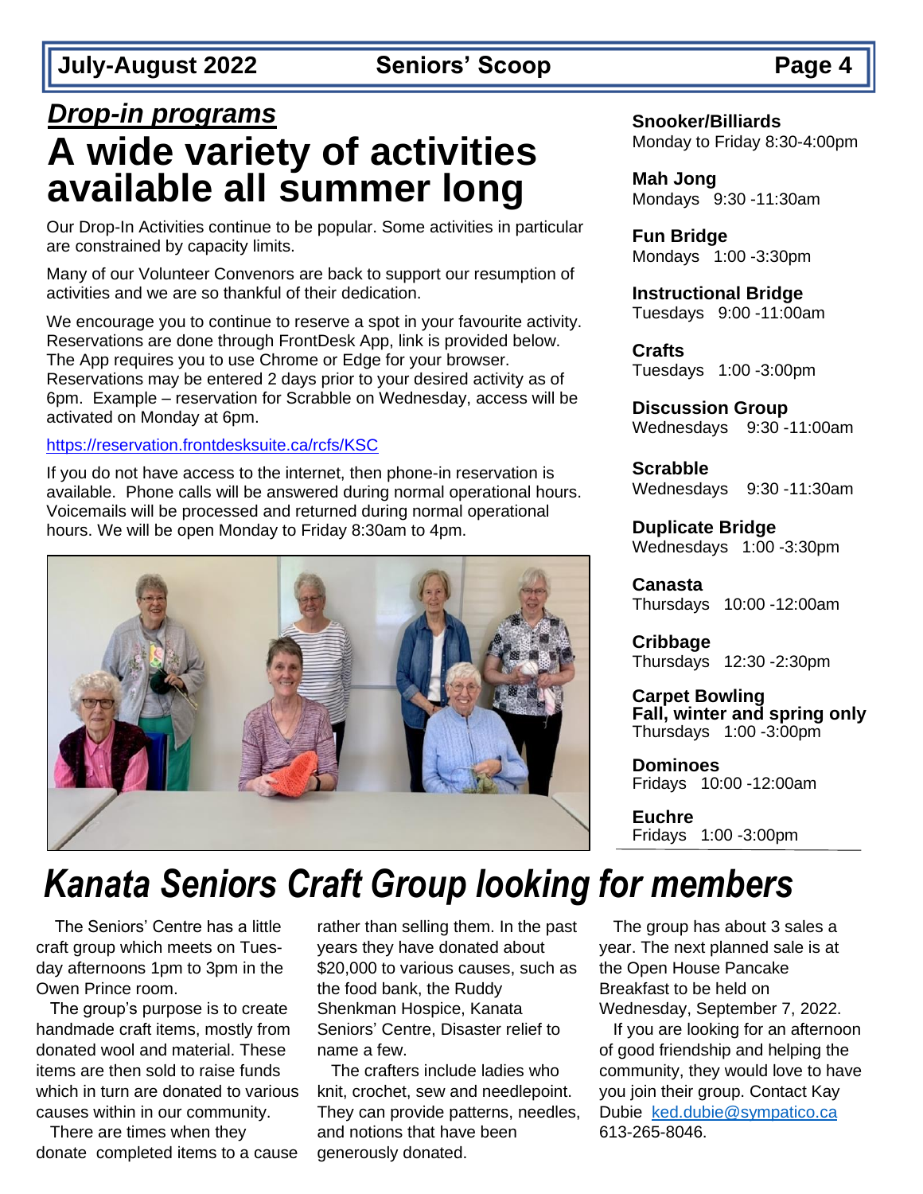## *Drop-in programs*

# A wide variety of activities available all summer long

Our Drop-In Activities continue to be popular. Some activities in particular are constrained by capacity limits.

Many of our Volunteer Convenors are back to support our resumption of activities and we are so thankful of their dedication.

We encourage you to continue to reserve a spot in your favourite activity. Reservations are done through FrontDesk App, link is provided below. The App requires you to use Chrome or Edge for your browser. Reservations may be entered 2 days prior to your desired activity as of 6pm. Example – reservation for Scrabble on Wednesday, access will be activated on Monday at 6pm.

https://reservation.frontdesksuite.ca/rcfs/KSC

If you do not have access to the internet, then phone-in reservation is available. Phone calls will be answered during normal operational hours. Voicemails will be processed and returned during normal operational hours. We will be open Monday to Friday 8:30am to 4pm.

**Snooker/Billiards**
Monday to Friday 8:30-4:00pm

**Mah Jong**
Mondays 9:30 -11:30am

**Fun Bridge**
Mondays 1:00 -3:30pm

**Instructional Bridge**
Tuesdays 9:00 -11:00am

**Crafts**
Tuesdays 1:00 -3:00pm

**Discussion Group**
Wednesdays 9:30 -11:00am

**Scrabble**
Wednesdays 9:30 -11:30am

**Duplicate Bridge**
Wednesdays 1:00 -3:30pm

**Canasta**
Thursdays 10:00 -12:00am

**Cribbage**
Thursdays 12:30 -2:30pm

**Carpet Bowling**
**Fall, winter and spring only**
Thursdays 1:00 -3:00pm

**Dominoes**
Fridays 10:00 -12:00am

**Euchre**
Fridays 1:00 -3:00pm

# *Kanata Seniors Craft Group looking for members*

The Seniors' Centre has a little craft group which meets on Tuesday afternoons 1pm to 3pm in the Owen Prince room.

The group's purpose is to create handmade craft items, mostly from donated wool and material. These items are then sold to raise funds which in turn are donated to various causes within in our community.

There are times when they donate completed items to a cause rather than selling them. In the past years they have donated about $20,000 to various causes, such as the food bank, the Ruddy Shenkman Hospice, Kanata Seniors' Centre, Disaster relief to name a few.

The crafters include ladies who knit, crochet, sew and needlepoint. They can provide patterns, needles, and notions that have been generously donated.

The group has about 3 sales a year. The next planned sale is at the Open House Pancake Breakfast to be held on Wednesday, September 7, 2022.

If you are looking for an afternoon of good friendship and helping the community, they would love to have you join their group. Contact Kay Dubie ked.dubie@sympatico.ca 613-265-8046.